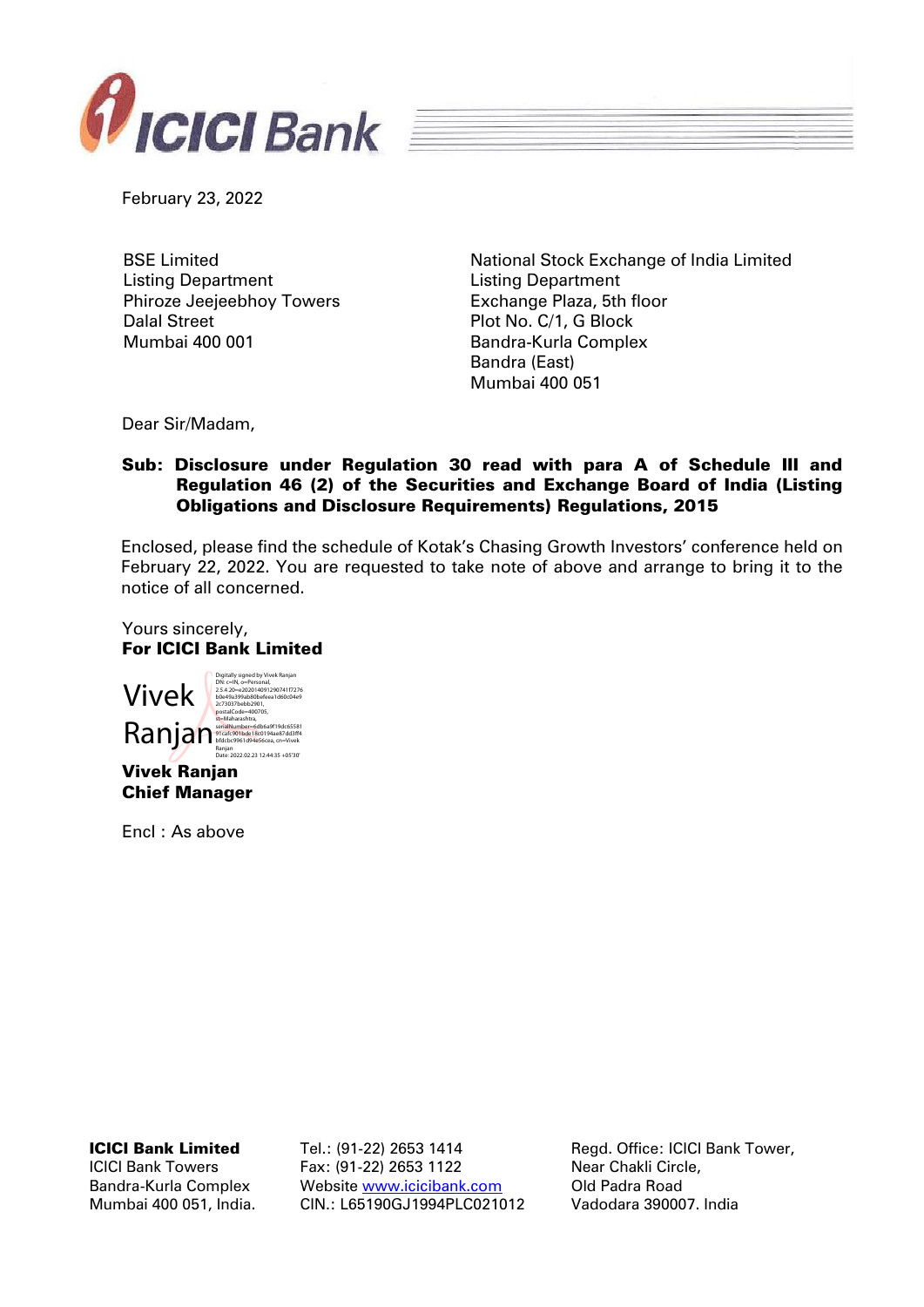February 23, 2022

BSE Limited
Listing Department
Phiroze Jeejeebhoy Towers
Dalal Street
Mumbai 400 001

National Stock Exchange of India Limited
Listing Department
Exchange Plaza, 5th floor
Plot No. C/1, G Block
Bandra-Kurla Complex
Bandra (East)
Mumbai 400 051

Dear Sir/Madam,

**Sub: Disclosure under Regulation 30 read with para A of Schedule III and Regulation 46 (2) of the Securities and Exchange Board of India (Listing Obligations and Disclosure Requirements) Regulations, 2015**

Enclosed, please find the schedule of Kotak's Chasing Growth Investors' conference held on February 22, 2022. You are requested to take note of above and arrange to bring it to the notice of all concerned.

Yours sincerely,
**For ICICI Bank Limited**

Vivek Ranjan

Digitally signed by Vivek Ranjan
Date: 2022.02.23 12:44:35 +05'30'

**Vivek Ranjan**
**Chief Manager**

Encl : As above

**ICICI Bank Limited**
ICICI Bank Towers
Bandra-Kurla Complex
Mumbai 400 051, India.

Tel.: (91-22) 2653 1414
Fax: (91-22) 2653 1122
Website www.icicibank.com
CIN.: L65190GJ1994PLC021012

Regd. Office: ICICI Bank Tower,
Near Chakli Circle,
Old Padra Road
Vadodara 390007. India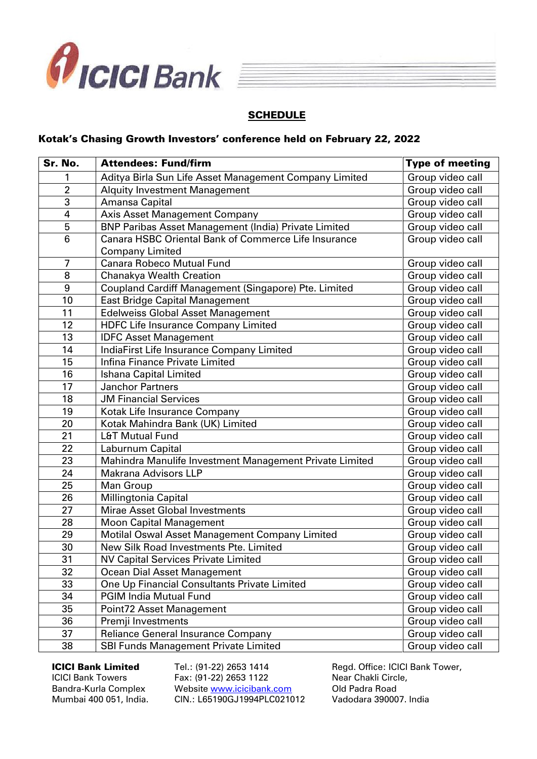## SCHEDULE

**Kotak's Chasing Growth Investors' conference held on February 22, 2022**

| Sr. No. | Attendees: Fund/firm | Type of meeting |
|---|---|---|
| 1 | Aditya Birla Sun Life Asset Management Company Limited | Group video call |
| 2 | Alquity Investment Management | Group video call |
| 3 | Amansa Capital | Group video call |
| 4 | Axis Asset Management Company | Group video call |
| 5 | BNP Paribas Asset Management (India) Private Limited | Group video call |
| 6 | Canara HSBC Oriental Bank of Commerce Life Insurance Company Limited | Group video call |
| 7 | Canara Robeco Mutual Fund | Group video call |
| 8 | Chanakya Wealth Creation | Group video call |
| 9 | Coupland Cardiff Management (Singapore) Pte. Limited | Group video call |
| 10 | East Bridge Capital Management | Group video call |
| 11 | Edelweiss Global Asset Management | Group video call |
| 12 | HDFC Life Insurance Company Limited | Group video call |
| 13 | IDFC Asset Management | Group video call |
| 14 | IndiaFirst Life Insurance Company Limited | Group video call |
| 15 | Infina Finance Private Limited | Group video call |
| 16 | Ishana Capital Limited | Group video call |
| 17 | Janchor Partners | Group video call |
| 18 | JM Financial Services | Group video call |
| 19 | Kotak Life Insurance Company | Group video call |
| 20 | Kotak Mahindra Bank (UK) Limited | Group video call |
| 21 | L&T Mutual Fund | Group video call |
| 22 | Laburnum Capital | Group video call |
| 23 | Mahindra Manulife Investment Management Private Limited | Group video call |
| 24 | Makrana Advisors LLP | Group video call |
| 25 | Man Group | Group video call |
| 26 | Millingtonia Capital | Group video call |
| 27 | Mirae Asset Global Investments | Group video call |
| 28 | Moon Capital Management | Group video call |
| 29 | Motilal Oswal Asset Management Company Limited | Group video call |
| 30 | New Silk Road Investments Pte. Limited | Group video call |
| 31 | NV Capital Services Private Limited | Group video call |
| 32 | Ocean Dial Asset Management | Group video call |
| 33 | One Up Financial Consultants Private Limited | Group video call |
| 34 | PGIM India Mutual Fund | Group video call |
| 35 | Point72 Asset Management | Group video call |
| 36 | Premji Investments | Group video call |
| 37 | Reliance General Insurance Company | Group video call |
| 38 | SBI Funds Management Private Limited | Group video call |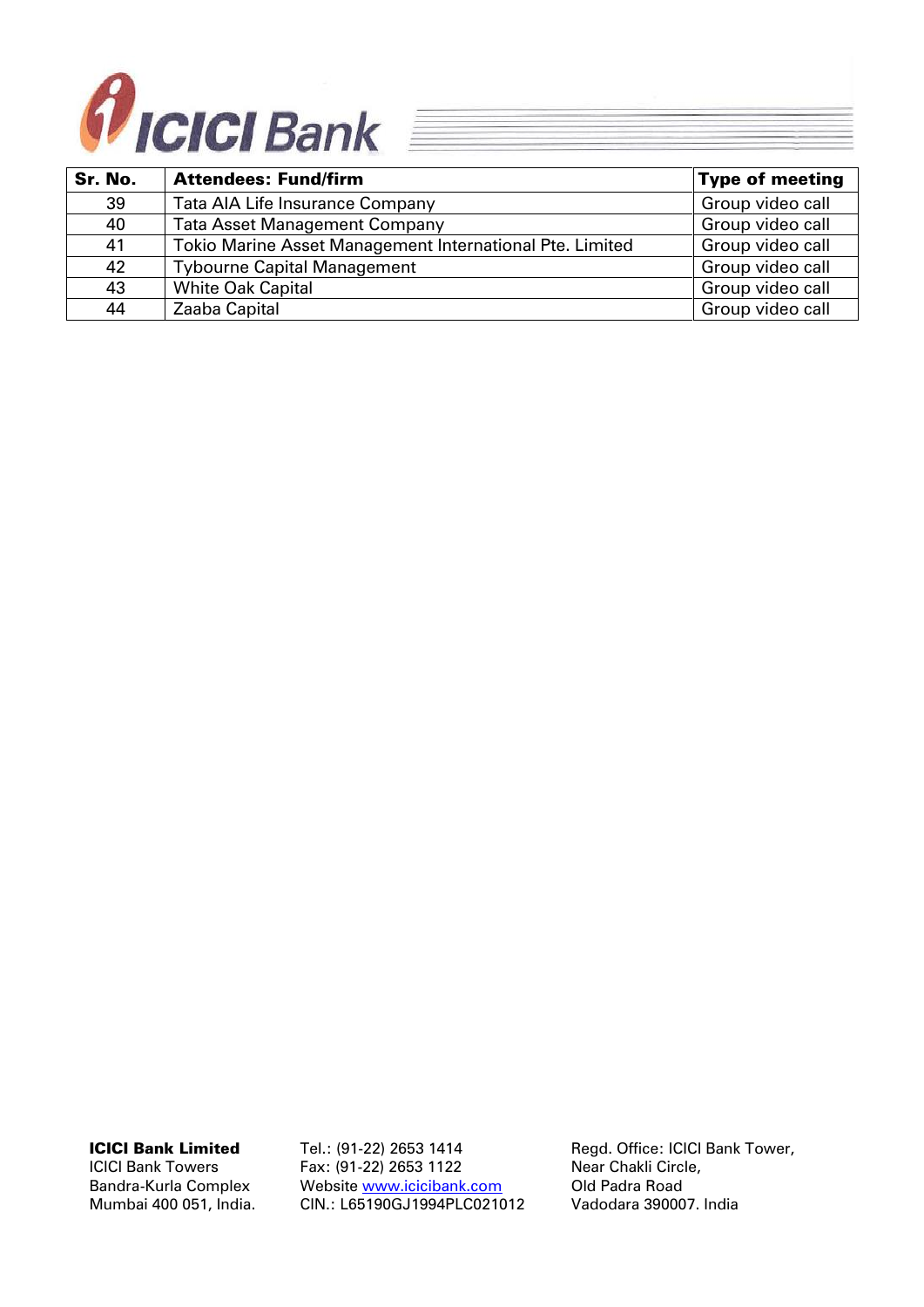| Sr. No. | Attendees: Fund/firm | Type of meeting |
|---|---|---|
| 39 | Tata AIA Life Insurance Company | Group video call |
| 40 | Tata Asset Management Company | Group video call |
| 41 | Tokio Marine Asset Management International Pte. Limited | Group video call |
| 42 | Tybourne Capital Management | Group video call |
| 43 | White Oak Capital | Group video call |
| 44 | Zaaba Capital | Group video call |